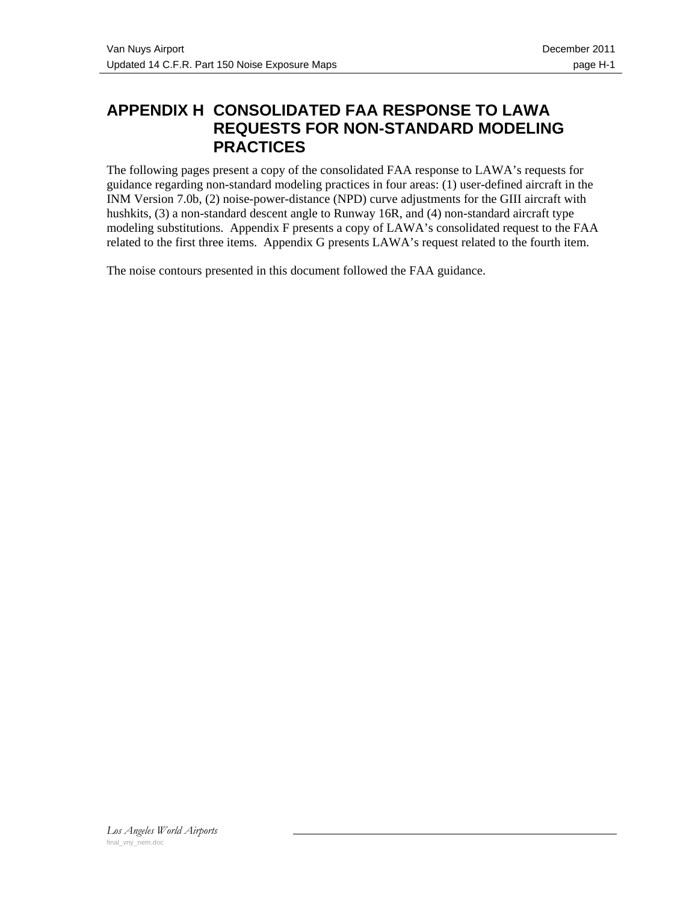# APPENDIX H CONSOLIDATED FAA RESPONSE TO LAWA REQUESTS FOR NON-STANDARD MODELING PRACTICES

The following pages present a copy of the consolidated FAA response to LAWA's requests for guidance regarding non-standard modeling practices in four areas: (1) user-defined aircraft in the INM Version 7.0b, (2) noise-power-distance (NPD) curve adjustments for the GIII aircraft with hushkits, (3) a non-standard descent angle to Runway 16R, and (4) non-standard aircraft type modeling substitutions. Appendix F presents a copy of LAWA's consolidated request to the FAA related to the first three items. Appendix G presents LAWA's request related to the fourth item.

The noise contours presented in this document followed the FAA guidance.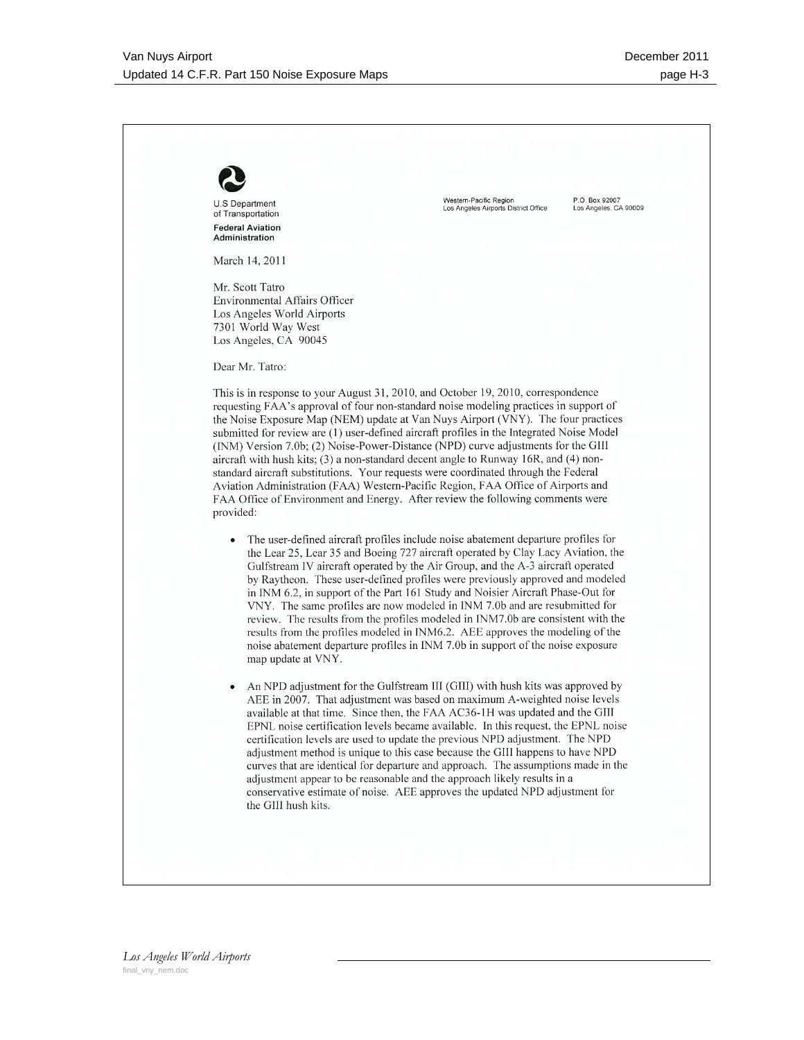U.S Department of Transportation

**Federal Aviation Administration**

Western-Pacific Region
Los Angeles Airports District Office

P.O. Box 92007
Los Angeles, CA 90009

March 14, 2011

Mr. Scott Tatro
Environmental Affairs Officer
Los Angeles World Airports
7301 World Way West
Los Angeles, CA 90045

Dear Mr. Tatro:

This is in response to your August 31, 2010, and October 19, 2010, correspondence requesting FAA's approval of four non-standard noise modeling practices in support of the Noise Exposure Map (NEM) update at Van Nuys Airport (VNY). The four practices submitted for review are (1) user-defined aircraft profiles in the Integrated Noise Model (INM) Version 7.0b; (2) Noise-Power-Distance (NPD) curve adjustments for the GIII aircraft with hush kits; (3) a non-standard decent angle to Runway 16R, and (4) non-standard aircraft substitutions. Your requests were coordinated through the Federal Aviation Administration (FAA) Western-Pacific Region, FAA Office of Airports and FAA Office of Environment and Energy. After review the following comments were provided:

- The user-defined aircraft profiles include noise abatement departure profiles for the Lear 25, Lear 35 and Boeing 727 aircraft operated by Clay Lacy Aviation, the Gulfstream IV aircraft operated by the Air Group, and the A-3 aircraft operated by Raytheon. These user-defined profiles were previously approved and modeled in INM 6.2, in support of the Part 161 Study and Noisier Aircraft Phase-Out for VNY. The same profiles are now modeled in INM 7.0b and are resubmitted for review. The results from the profiles modeled in INM7.0b are consistent with the results from the profiles modeled in INM6.2. AEE approves the modeling of the noise abatement departure profiles in INM 7.0b in support of the noise exposure map update at VNY.

- An NPD adjustment for the Gulfstream III (GIII) with hush kits was approved by AEE in 2007. That adjustment was based on maximum A-weighted noise levels available at that time. Since then, the FAA AC36-1H was updated and the GIII EPNL noise certification levels became available. In this request, the EPNL noise certification levels are used to update the previous NPD adjustment. The NPD adjustment method is unique to this case because the GIII happens to have NPD curves that are identical for departure and approach. The assumptions made in the adjustment appear to be reasonable and the approach likely results in a conservative estimate of noise. AEE approves the updated NPD adjustment for the GIII hush kits.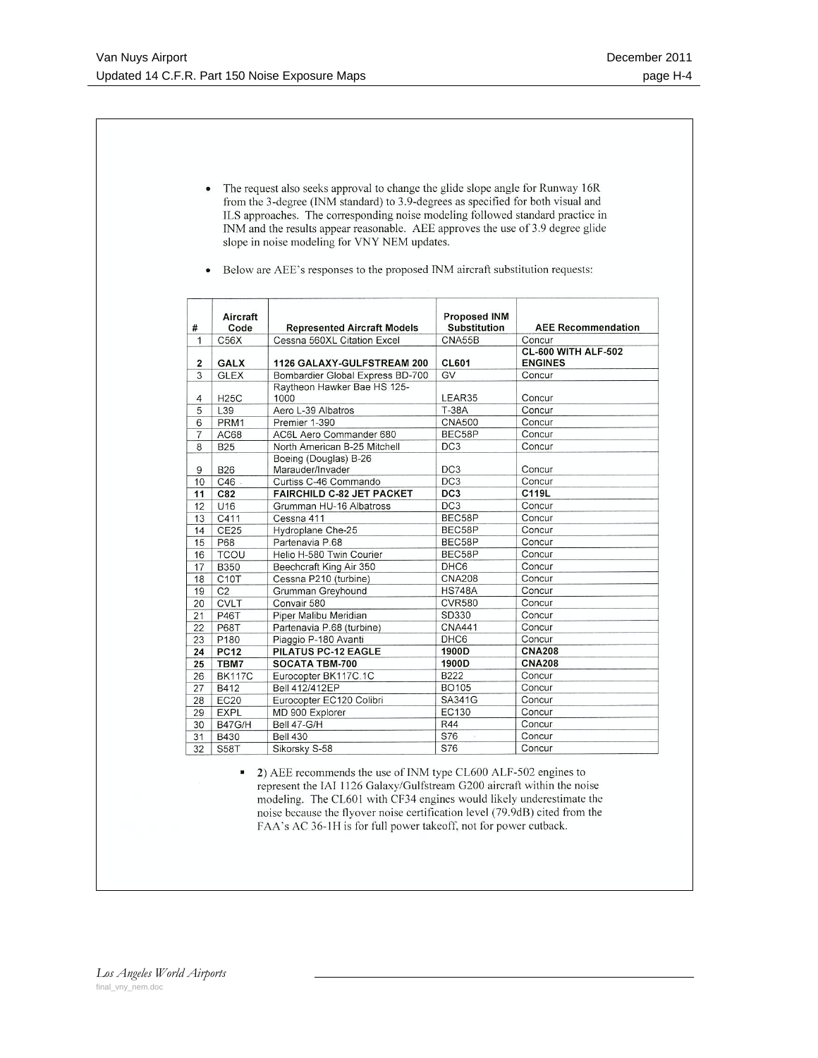- The request also seeks approval to change the glide slope angle for Runway 16R from the 3-degree (INM standard) to 3.9-degrees as specified for both visual and ILS approaches. The corresponding noise modeling followed standard practice in INM and the results appear reasonable. AEE approves the use of 3.9 degree glide slope in noise modeling for VNY NEM updates.

- Below are AEE's responses to the proposed INM aircraft substitution requests:

| # | Aircraft Code | Represented Aircraft Models | Proposed INM Substitution | AEE Recommendation |
|---|---|---|---|---|
| 1 | C56X | Cessna 560XL Citation Excel | CNA55B | Concur |
| **2** | **GALX** | **1126 GALAXY-GULFSTREAM 200** | **CL601** | **CL-600 WITH ALF-502 ENGINES** |
| 3 | GLEX | Bombardier Global Express BD-700 | GV | Concur |
| 4 | H25C | Raytheon Hawker Bae HS 125-1000 | LEAR35 | Concur |
| 5 | L39 | Aero L-39 Albatros | T-38A | Concur |
| 6 | PRM1 | Premier 1-390 | CNA500 | Concur |
| 7 | AC68 | AC6L Aero Commander 680 | BEC58P | Concur |
| 8 | B25 | North American B-25 Mitchell | DC3 | Concur |
| 9 | B26 | Boeing (Douglas) B-26 Marauder/Invader | DC3 | Concur |
| 10 | C46 | Curtiss C-46 Commando | DC3 | Concur |
| **11** | **C82** | **FAIRCHILD C-82 JET PACKET** | **DC3** | **C119L** |
| 12 | U16 | Grumman HU-16 Albatross | DC3 | Concur |
| 13 | C411 | Cessna 411 | BEC58P | Concur |
| 14 | CE25 | Hydroplane Che-25 | BEC58P | Concur |
| 15 | P68 | Partenavia P.68 | BEC58P | Concur |
| 16 | TCOU | Helio H-580 Twin Courier | BEC58P | Concur |
| 17 | B350 | Beechcraft King Air 350 | DHC6 | Concur |
| 18 | C10T | Cessna P210 (turbine) | CNA208 | Concur |
| 19 | C2 | Grumman Greyhound | HS748A | Concur |
| 20 | CVLT | Convair 580 | CVR580 | Concur |
| 21 | P46T | Piper Malibu Meridian | SD330 | Concur |
| 22 | P68T | Partenavia P.68 (turbine) | CNA441 | Concur |
| 23 | P180 | Piaggio P-180 Avanti | DHC6 | Concur |
| **24** | **PC12** | **PILATUS PC-12 EAGLE** | **1900D** | **CNA208** |
| **25** | **TBM7** | **SOCATA TBM-700** | **1900D** | **CNA208** |
| 26 | BK117C | Eurocopter BK117C.1C | B222 | Concur |
| 27 | B412 | Bell 412/412EP | BO105 | Concur |
| 28 | EC20 | Eurocopter EC120 Colibri | SA341G | Concur |
| 29 | EXPL | MD 900 Explorer | EC130 | Concur |
| 30 | B47G/H | Bell 47-G/H | R44 | Concur |
| 31 | B430 | Bell 430 | S76 | Concur |
| 32 | S58T | Sikorsky S-58 | S76 | Concur |

- **2**) AEE recommends the use of INM type CL600 ALF-502 engines to represent the IAI 1126 Galaxy/Gulfstream G200 aircraft within the noise modeling. The CL601 with CF34 engines would likely underestimate the noise because the flyover noise certification level (79.9dB) cited from the FAA's AC 36-1H is for full power takeoff, not for power cutback.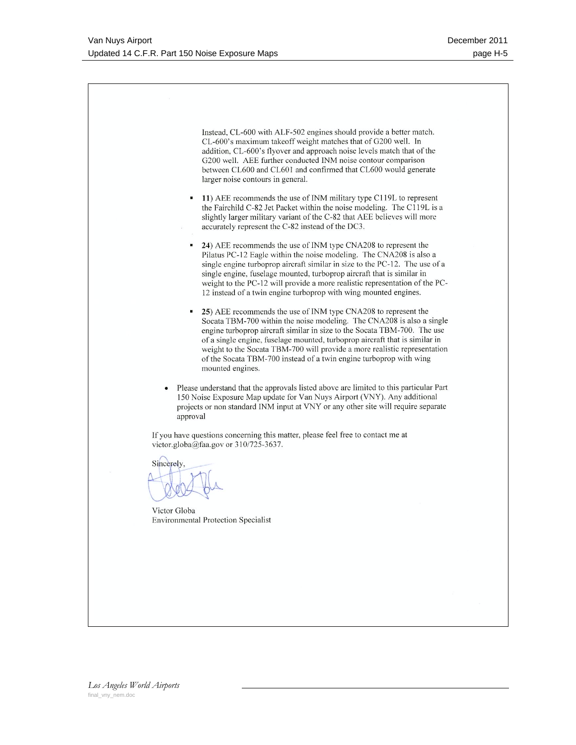Instead, CL-600 with ALF-502 engines should provide a better match. CL-600's maximum takeoff weight matches that of G200 well. In addition, CL-600's flyover and approach noise levels match that of the G200 well. AEE further conducted INM noise contour comparison between CL600 and CL601 and confirmed that CL600 would generate larger noise contours in general.

- **11)** AEE recommends the use of INM military type C119L to represent the Fairchild C-82 Jet Packet within the noise modeling. The C119L is a slightly larger military variant of the C-82 that AEE believes will more accurately represent the C-82 instead of the DC3.

- **24)** AEE recommends the use of INM type CNA208 to represent the Pilatus PC-12 Eagle within the noise modeling. The CNA208 is also a single engine turboprop aircraft similar in size to the PC-12. The use of a single engine, fuselage mounted, turboprop aircraft that is similar in weight to the PC-12 will provide a more realistic representation of the PC-12 instead of a twin engine turboprop with wing mounted engines.

- **25)** AEE recommends the use of INM type CNA208 to represent the Socata TBM-700 within the noise modeling. The CNA208 is also a single engine turboprop aircraft similar in size to the Socata TBM-700. The use of a single engine, fuselage mounted, turboprop aircraft that is similar in weight to the Socata TBM-700 will provide a more realistic representation of the Socata TBM-700 instead of a twin engine turboprop with wing mounted engines.

- Please understand that the approvals listed above are limited to this particular Part 150 Noise Exposure Map update for Van Nuys Airport (VNY). Any additional projects or non standard INM input at VNY or any other site will require separate approval

If you have questions concerning this matter, please feel free to contact me at victor.globa@faa.gov or 310/725-3637.

Sincerely,

Victor Globa
Environmental Protection Specialist